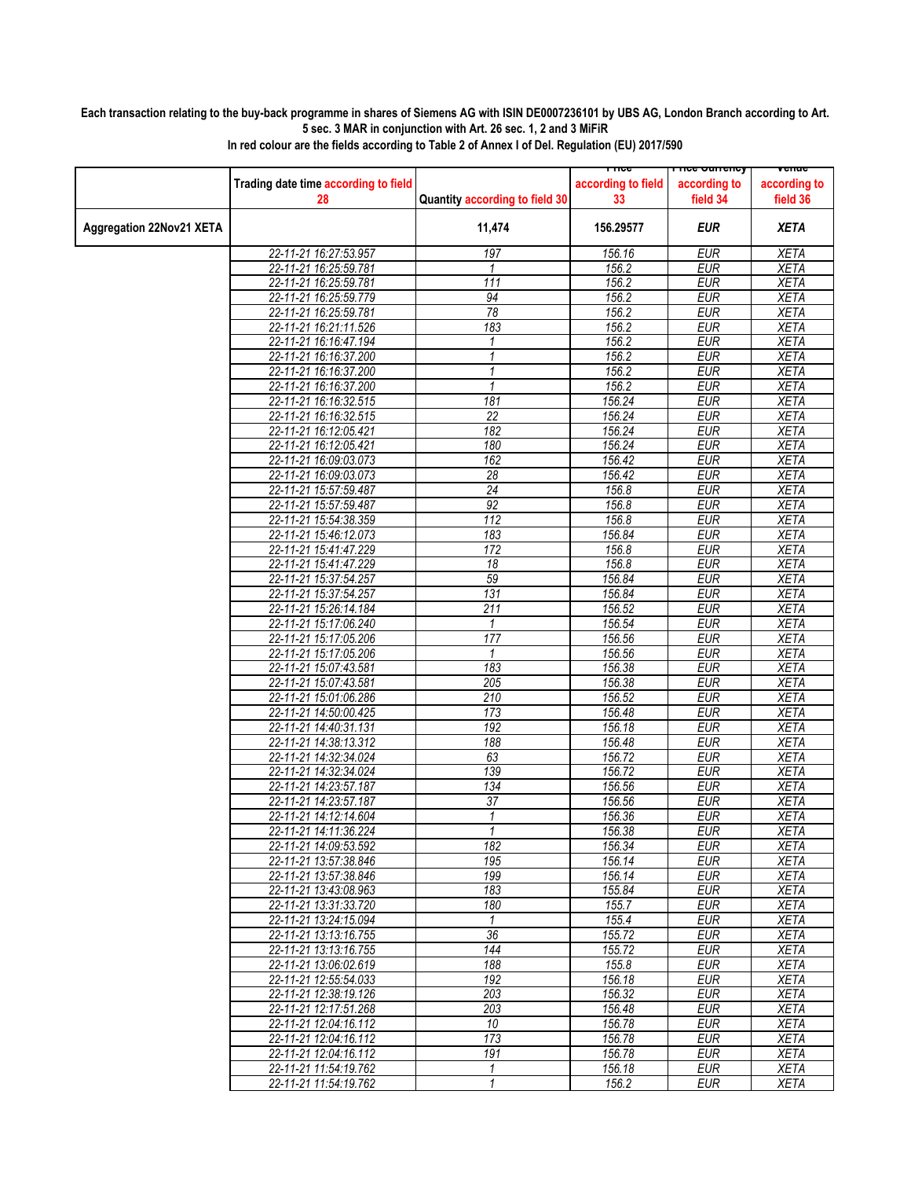**Each transaction relating to the buy-back programme in shares of Siemens AG with ISIN DE0007236101 by UBS AG, London Branch according to Art. 5 sec. 3 MAR in conjunction with Art. 26 sec. 1, 2 and 3 MiFiR**

**In red colour are the fields according to Table 2 of Annex I of Del. Regulation (EU) 2017/590**

| | Trading date time according to field 28 | Quantity according to field 30 | Price according to field 33 | Price Currency according to field 34 | Venue according to field 36 |
|---|---|---|---|---|---|
| **Aggregation 22Nov21 XETA** | | **11,474** | **156.29577** | ***EUR*** | ***XETA*** |
| | 22-11-21 16:27:53.957 | 197 | 156.16 | EUR | XETA |
| | 22-11-21 16:25:59.781 | 1 | 156.2 | EUR | XETA |
| | 22-11-21 16:25:59.781 | 111 | 156.2 | EUR | XETA |
| | 22-11-21 16:25:59.779 | 94 | 156.2 | EUR | XETA |
| | 22-11-21 16:25:59.781 | 78 | 156.2 | EUR | XETA |
| | 22-11-21 16:21:11.526 | 183 | 156.2 | EUR | XETA |
| | 22-11-21 16:16:47.194 | 1 | 156.2 | EUR | XETA |
| | 22-11-21 16:16:37.200 | 1 | 156.2 | EUR | XETA |
| | 22-11-21 16:16:37.200 | 1 | 156.2 | EUR | XETA |
| | 22-11-21 16:16:37.200 | 1 | 156.2 | EUR | XETA |
| | 22-11-21 16:16:32.515 | 181 | 156.24 | EUR | XETA |
| | 22-11-21 16:16:32.515 | 22 | 156.24 | EUR | XETA |
| | 22-11-21 16:12:05.421 | 182 | 156.24 | EUR | XETA |
| | 22-11-21 16:12:05.421 | 180 | 156.24 | EUR | XETA |
| | 22-11-21 16:09:03.073 | 162 | 156.42 | EUR | XETA |
| | 22-11-21 16:09:03.073 | 28 | 156.42 | EUR | XETA |
| | 22-11-21 15:57:59.487 | 24 | 156.8 | EUR | XETA |
| | 22-11-21 15:57:59.487 | 92 | 156.8 | EUR | XETA |
| | 22-11-21 15:54:38.359 | 112 | 156.8 | EUR | XETA |
| | 22-11-21 15:46:12.073 | 183 | 156.84 | EUR | XETA |
| | 22-11-21 15:41:47.229 | 172 | 156.8 | EUR | XETA |
| | 22-11-21 15:41:47.229 | 18 | 156.8 | EUR | XETA |
| | 22-11-21 15:37:54.257 | 59 | 156.84 | EUR | XETA |
| | 22-11-21 15:37:54.257 | 131 | 156.84 | EUR | XETA |
| | 22-11-21 15:26:14.184 | 211 | 156.52 | EUR | XETA |
| | 22-11-21 15:17:06.240 | 1 | 156.54 | EUR | XETA |
| | 22-11-21 15:17:05.206 | 177 | 156.56 | EUR | XETA |
| | 22-11-21 15:17:05.206 | 1 | 156.56 | EUR | XETA |
| | 22-11-21 15:07:43.581 | 183 | 156.38 | EUR | XETA |
| | 22-11-21 15:07:43.581 | 205 | 156.38 | EUR | XETA |
| | 22-11-21 15:01:06.286 | 210 | 156.52 | EUR | XETA |
| | 22-11-21 14:50:00.425 | 173 | 156.48 | EUR | XETA |
| | 22-11-21 14:40:31.131 | 192 | 156.18 | EUR | XETA |
| | 22-11-21 14:38:13.312 | 188 | 156.48 | EUR | XETA |
| | 22-11-21 14:32:34.024 | 63 | 156.72 | EUR | XETA |
| | 22-11-21 14:32:34.024 | 139 | 156.72 | EUR | XETA |
| | 22-11-21 14:23:57.187 | 134 | 156.56 | EUR | XETA |
| | 22-11-21 14:23:57.187 | 37 | 156.56 | EUR | XETA |
| | 22-11-21 14:12:14.604 | 1 | 156.36 | EUR | XETA |
| | 22-11-21 14:11:36.224 | 1 | 156.38 | EUR | XETA |
| | 22-11-21 14:09:53.592 | 182 | 156.34 | EUR | XETA |
| | 22-11-21 13:57:38.846 | 195 | 156.14 | EUR | XETA |
| | 22-11-21 13:57:38.846 | 199 | 156.14 | EUR | XETA |
| | 22-11-21 13:43:08.963 | 183 | 155.84 | EUR | XETA |
| | 22-11-21 13:31:33.720 | 180 | 155.7 | EUR | XETA |
| | 22-11-21 13:24:15.094 | 1 | 155.4 | EUR | XETA |
| | 22-11-21 13:13:16.755 | 36 | 155.72 | EUR | XETA |
| | 22-11-21 13:13:16.755 | 144 | 155.72 | EUR | XETA |
| | 22-11-21 13:06:02.619 | 188 | 155.8 | EUR | XETA |
| | 22-11-21 12:55:54.033 | 192 | 156.18 | EUR | XETA |
| | 22-11-21 12:38:19.126 | 203 | 156.32 | EUR | XETA |
| | 22-11-21 12:17:51.268 | 203 | 156.48 | EUR | XETA |
| | 22-11-21 12:04:16.112 | 10 | 156.78 | EUR | XETA |
| | 22-11-21 12:04:16.112 | 173 | 156.78 | EUR | XETA |
| | 22-11-21 12:04:16.112 | 191 | 156.78 | EUR | XETA |
| | 22-11-21 11:54:19.762 | 1 | 156.18 | EUR | XETA |
| | 22-11-21 11:54:19.762 | 1 | 156.2 | EUR | XETA |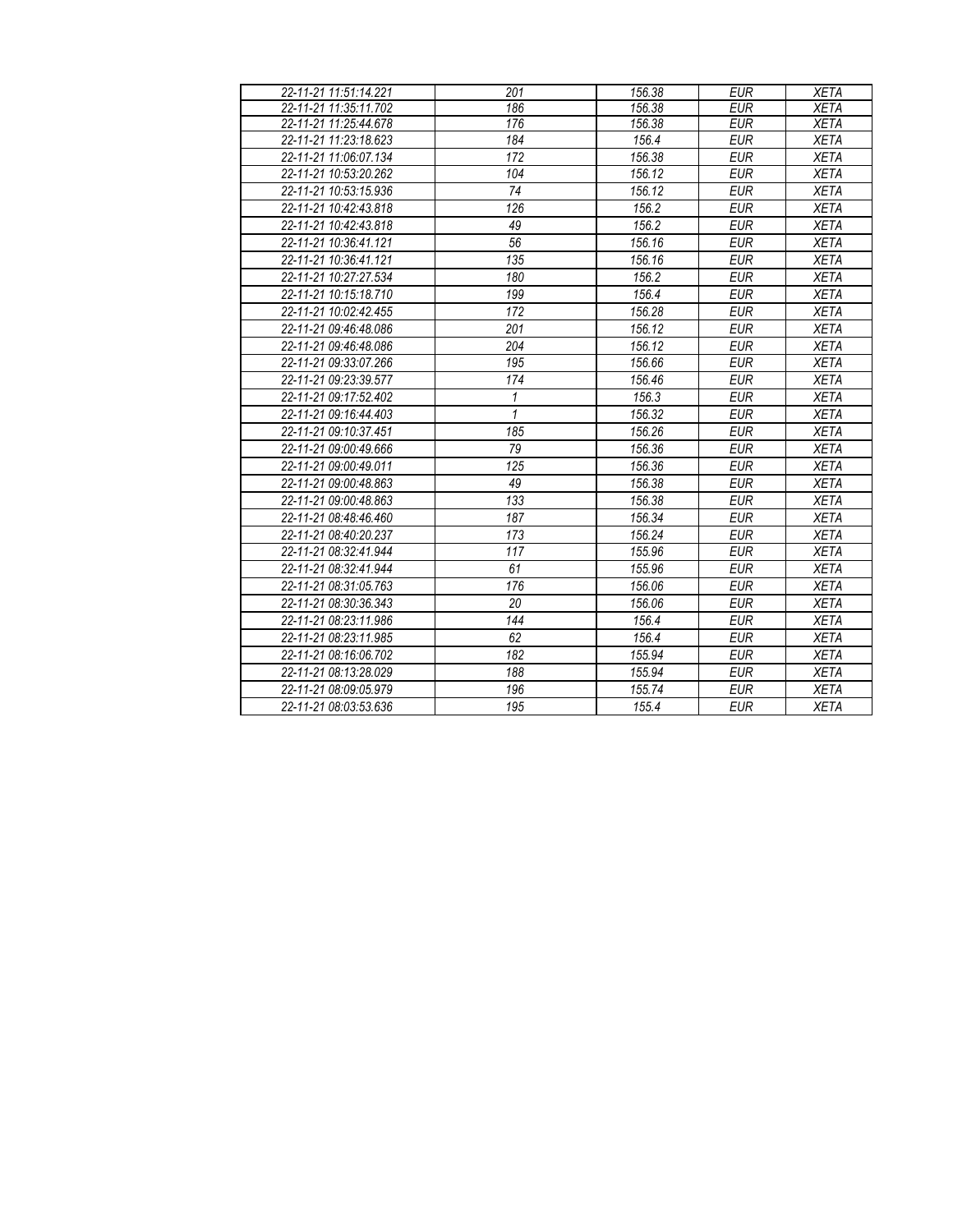| 22-11-21 11:51:14.221 | 201 | 156.38 | EUR | XETA |
|---|---|---|---|---|
| 22-11-21 11:35:11.702 | 186 | 156.38 | EUR | XETA |
| 22-11-21 11:25:44.678 | 176 | 156.38 | EUR | XETA |
| 22-11-21 11:23:18.623 | 184 | 156.4 | EUR | XETA |
| 22-11-21 11:06:07.134 | 172 | 156.38 | EUR | XETA |
| 22-11-21 10:53:20.262 | 104 | 156.12 | EUR | XETA |
| 22-11-21 10:53:15.936 | 74 | 156.12 | EUR | XETA |
| 22-11-21 10:42:43.818 | 126 | 156.2 | EUR | XETA |
| 22-11-21 10:42:43.818 | 49 | 156.2 | EUR | XETA |
| 22-11-21 10:36:41.121 | 56 | 156.16 | EUR | XETA |
| 22-11-21 10:36:41.121 | 135 | 156.16 | EUR | XETA |
| 22-11-21 10:27:27.534 | 180 | 156.2 | EUR | XETA |
| 22-11-21 10:15:18.710 | 199 | 156.4 | EUR | XETA |
| 22-11-21 10:02:42.455 | 172 | 156.28 | EUR | XETA |
| 22-11-21 09:46:48.086 | 201 | 156.12 | EUR | XETA |
| 22-11-21 09:46:48.086 | 204 | 156.12 | EUR | XETA |
| 22-11-21 09:33:07.266 | 195 | 156.66 | EUR | XETA |
| 22-11-21 09:23:39.577 | 174 | 156.46 | EUR | XETA |
| 22-11-21 09:17:52.402 | 1 | 156.3 | EUR | XETA |
| 22-11-21 09:16:44.403 | 1 | 156.32 | EUR | XETA |
| 22-11-21 09:10:37.451 | 185 | 156.26 | EUR | XETA |
| 22-11-21 09:00:49.666 | 79 | 156.36 | EUR | XETA |
| 22-11-21 09:00:49.011 | 125 | 156.36 | EUR | XETA |
| 22-11-21 09:00:48.863 | 49 | 156.38 | EUR | XETA |
| 22-11-21 09:00:48.863 | 133 | 156.38 | EUR | XETA |
| 22-11-21 08:48:46.460 | 187 | 156.34 | EUR | XETA |
| 22-11-21 08:40:20.237 | 173 | 156.24 | EUR | XETA |
| 22-11-21 08:32:41.944 | 117 | 155.96 | EUR | XETA |
| 22-11-21 08:32:41.944 | 61 | 155.96 | EUR | XETA |
| 22-11-21 08:31:05.763 | 176 | 156.06 | EUR | XETA |
| 22-11-21 08:30:36.343 | 20 | 156.06 | EUR | XETA |
| 22-11-21 08:23:11.986 | 144 | 156.4 | EUR | XETA |
| 22-11-21 08:23:11.985 | 62 | 156.4 | EUR | XETA |
| 22-11-21 08:16:06.702 | 182 | 155.94 | EUR | XETA |
| 22-11-21 08:13:28.029 | 188 | 155.94 | EUR | XETA |
| 22-11-21 08:09:05.979 | 196 | 155.74 | EUR | XETA |
| 22-11-21 08:03:53.636 | 195 | 155.4 | EUR | XETA |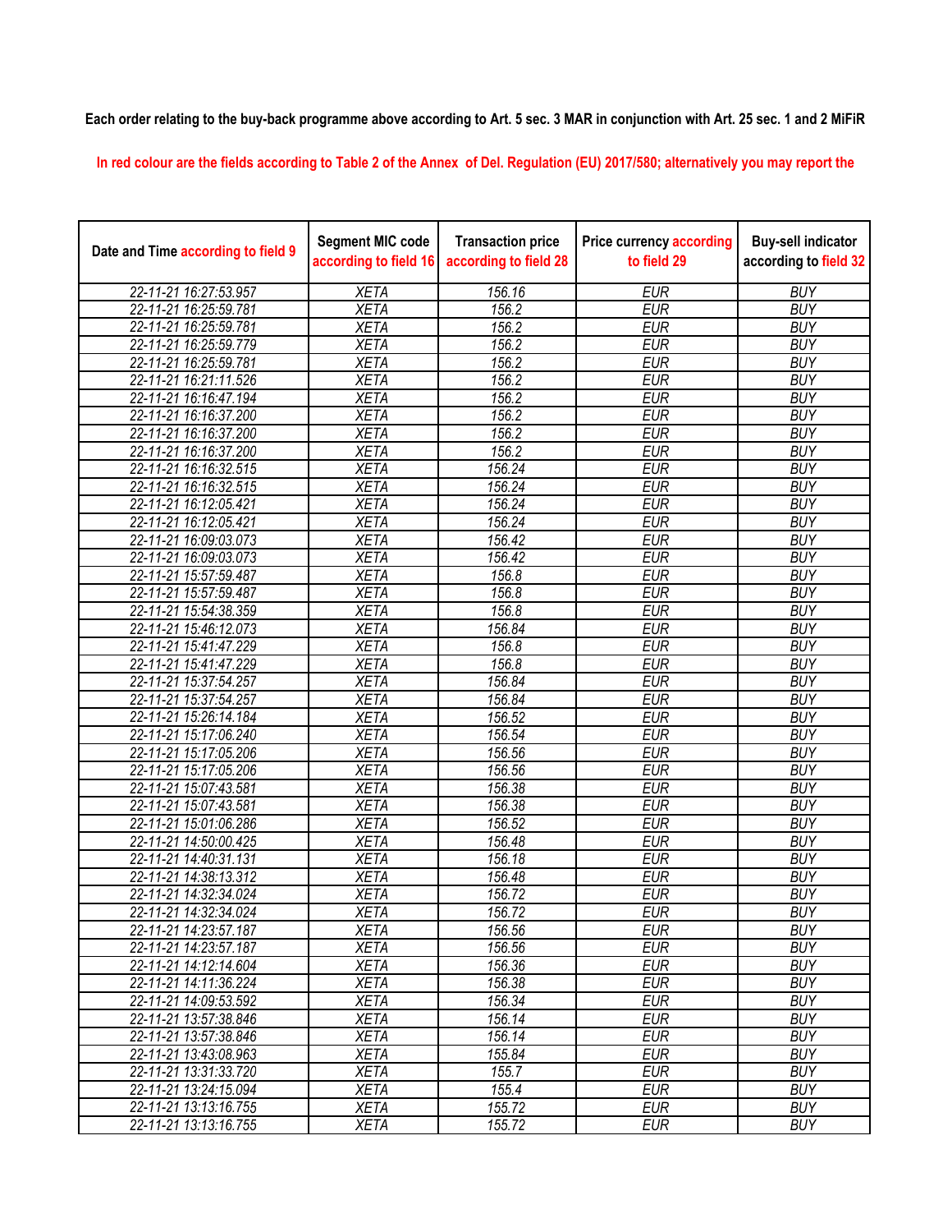**Each order relating to the buy-back programme above according to Art. 5 sec. 3 MAR in conjunction with Art. 25 sec. 1 and 2 MiFiR**

**In red colour are the fields according to Table 2 of the Annex of Del. Regulation (EU) 2017/580; alternatively you may report the**

| Date and Time according to field 9 | Segment MIC code according to field 16 | Transaction price according to field 28 | Price currency according to field 29 | Buy-sell indicator according to field 32 |
|---|---|---|---|---|
| 22-11-21 16:27:53.957 | XETA | 156.16 | EUR | BUY |
| 22-11-21 16:25:59.781 | XETA | 156.2 | EUR | BUY |
| 22-11-21 16:25:59.781 | XETA | 156.2 | EUR | BUY |
| 22-11-21 16:25:59.779 | XETA | 156.2 | EUR | BUY |
| 22-11-21 16:25:59.781 | XETA | 156.2 | EUR | BUY |
| 22-11-21 16:21:11.526 | XETA | 156.2 | EUR | BUY |
| 22-11-21 16:16:47.194 | XETA | 156.2 | EUR | BUY |
| 22-11-21 16:16:37.200 | XETA | 156.2 | EUR | BUY |
| 22-11-21 16:16:37.200 | XETA | 156.2 | EUR | BUY |
| 22-11-21 16:16:37.200 | XETA | 156.2 | EUR | BUY |
| 22-11-21 16:16:32.515 | XETA | 156.24 | EUR | BUY |
| 22-11-21 16:16:32.515 | XETA | 156.24 | EUR | BUY |
| 22-11-21 16:12:05.421 | XETA | 156.24 | EUR | BUY |
| 22-11-21 16:12:05.421 | XETA | 156.24 | EUR | BUY |
| 22-11-21 16:09:03.073 | XETA | 156.42 | EUR | BUY |
| 22-11-21 16:09:03.073 | XETA | 156.42 | EUR | BUY |
| 22-11-21 15:57:59.487 | XETA | 156.8 | EUR | BUY |
| 22-11-21 15:57:59.487 | XETA | 156.8 | EUR | BUY |
| 22-11-21 15:54:38.359 | XETA | 156.8 | EUR | BUY |
| 22-11-21 15:46:12.073 | XETA | 156.84 | EUR | BUY |
| 22-11-21 15:41:47.229 | XETA | 156.8 | EUR | BUY |
| 22-11-21 15:41:47.229 | XETA | 156.8 | EUR | BUY |
| 22-11-21 15:37:54.257 | XETA | 156.84 | EUR | BUY |
| 22-11-21 15:37:54.257 | XETA | 156.84 | EUR | BUY |
| 22-11-21 15:26:14.184 | XETA | 156.52 | EUR | BUY |
| 22-11-21 15:17:06.240 | XETA | 156.54 | EUR | BUY |
| 22-11-21 15:17:05.206 | XETA | 156.56 | EUR | BUY |
| 22-11-21 15:17:05.206 | XETA | 156.56 | EUR | BUY |
| 22-11-21 15:07:43.581 | XETA | 156.38 | EUR | BUY |
| 22-11-21 15:07:43.581 | XETA | 156.38 | EUR | BUY |
| 22-11-21 15:01:06.286 | XETA | 156.52 | EUR | BUY |
| 22-11-21 14:50:00.425 | XETA | 156.48 | EUR | BUY |
| 22-11-21 14:40:31.131 | XETA | 156.18 | EUR | BUY |
| 22-11-21 14:38:13.312 | XETA | 156.48 | EUR | BUY |
| 22-11-21 14:32:34.024 | XETA | 156.72 | EUR | BUY |
| 22-11-21 14:32:34.024 | XETA | 156.72 | EUR | BUY |
| 22-11-21 14:23:57.187 | XETA | 156.56 | EUR | BUY |
| 22-11-21 14:23:57.187 | XETA | 156.56 | EUR | BUY |
| 22-11-21 14:12:14.604 | XETA | 156.36 | EUR | BUY |
| 22-11-21 14:11:36.224 | XETA | 156.38 | EUR | BUY |
| 22-11-21 14:09:53.592 | XETA | 156.34 | EUR | BUY |
| 22-11-21 13:57:38.846 | XETA | 156.14 | EUR | BUY |
| 22-11-21 13:57:38.846 | XETA | 156.14 | EUR | BUY |
| 22-11-21 13:43:08.963 | XETA | 155.84 | EUR | BUY |
| 22-11-21 13:31:33.720 | XETA | 155.7 | EUR | BUY |
| 22-11-21 13:24:15.094 | XETA | 155.4 | EUR | BUY |
| 22-11-21 13:13:16.755 | XETA | 155.72 | EUR | BUY |
| 22-11-21 13:13:16.755 | XETA | 155.72 | EUR | BUY |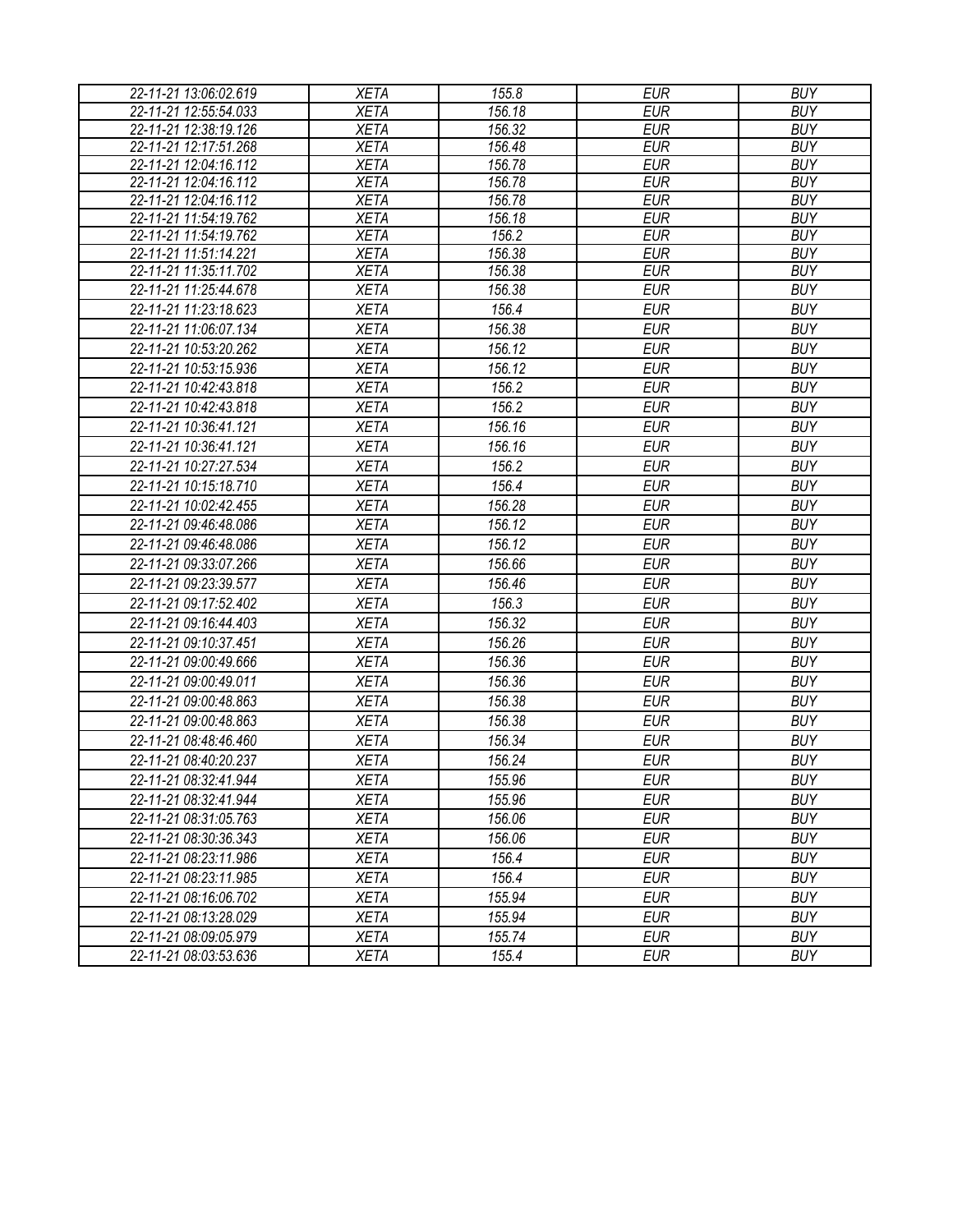| | | | | |
|---|---|---|---|---|
| 22-11-21 13:06:02.619 | XETA | 155.8 | EUR | BUY |
| 22-11-21 12:55:54.033 | XETA | 156.18 | EUR | BUY |
| 22-11-21 12:38:19.126 | XETA | 156.32 | EUR | BUY |
| 22-11-21 12:17:51.268 | XETA | 156.48 | EUR | BUY |
| 22-11-21 12:04:16.112 | XETA | 156.78 | EUR | BUY |
| 22-11-21 12:04:16.112 | XETA | 156.78 | EUR | BUY |
| 22-11-21 12:04:16.112 | XETA | 156.78 | EUR | BUY |
| 22-11-21 11:54:19.762 | XETA | 156.18 | EUR | BUY |
| 22-11-21 11:54:19.762 | XETA | 156.2 | EUR | BUY |
| 22-11-21 11:51:14.221 | XETA | 156.38 | EUR | BUY |
| 22-11-21 11:35:11.702 | XETA | 156.38 | EUR | BUY |
| 22-11-21 11:25:44.678 | XETA | 156.38 | EUR | BUY |
| 22-11-21 11:23:18.623 | XETA | 156.4 | EUR | BUY |
| 22-11-21 11:06:07.134 | XETA | 156.38 | EUR | BUY |
| 22-11-21 10:53:20.262 | XETA | 156.12 | EUR | BUY |
| 22-11-21 10:53:15.936 | XETA | 156.12 | EUR | BUY |
| 22-11-21 10:42:43.818 | XETA | 156.2 | EUR | BUY |
| 22-11-21 10:42:43.818 | XETA | 156.2 | EUR | BUY |
| 22-11-21 10:36:41.121 | XETA | 156.16 | EUR | BUY |
| 22-11-21 10:36:41.121 | XETA | 156.16 | EUR | BUY |
| 22-11-21 10:27:27.534 | XETA | 156.2 | EUR | BUY |
| 22-11-21 10:15:18.710 | XETA | 156.4 | EUR | BUY |
| 22-11-21 10:02:42.455 | XETA | 156.28 | EUR | BUY |
| 22-11-21 09:46:48.086 | XETA | 156.12 | EUR | BUY |
| 22-11-21 09:46:48.086 | XETA | 156.12 | EUR | BUY |
| 22-11-21 09:33:07.266 | XETA | 156.66 | EUR | BUY |
| 22-11-21 09:23:39.577 | XETA | 156.46 | EUR | BUY |
| 22-11-21 09:17:52.402 | XETA | 156.3 | EUR | BUY |
| 22-11-21 09:16:44.403 | XETA | 156.32 | EUR | BUY |
| 22-11-21 09:10:37.451 | XETA | 156.26 | EUR | BUY |
| 22-11-21 09:00:49.666 | XETA | 156.36 | EUR | BUY |
| 22-11-21 09:00:49.011 | XETA | 156.36 | EUR | BUY |
| 22-11-21 09:00:48.863 | XETA | 156.38 | EUR | BUY |
| 22-11-21 09:00:48.863 | XETA | 156.38 | EUR | BUY |
| 22-11-21 08:48:46.460 | XETA | 156.34 | EUR | BUY |
| 22-11-21 08:40:20.237 | XETA | 156.24 | EUR | BUY |
| 22-11-21 08:32:41.944 | XETA | 155.96 | EUR | BUY |
| 22-11-21 08:32:41.944 | XETA | 155.96 | EUR | BUY |
| 22-11-21 08:31:05.763 | XETA | 156.06 | EUR | BUY |
| 22-11-21 08:30:36.343 | XETA | 156.06 | EUR | BUY |
| 22-11-21 08:23:11.986 | XETA | 156.4 | EUR | BUY |
| 22-11-21 08:23:11.985 | XETA | 156.4 | EUR | BUY |
| 22-11-21 08:16:06.702 | XETA | 155.94 | EUR | BUY |
| 22-11-21 08:13:28.029 | XETA | 155.94 | EUR | BUY |
| 22-11-21 08:09:05.979 | XETA | 155.74 | EUR | BUY |
| 22-11-21 08:03:53.636 | XETA | 155.4 | EUR | BUY |